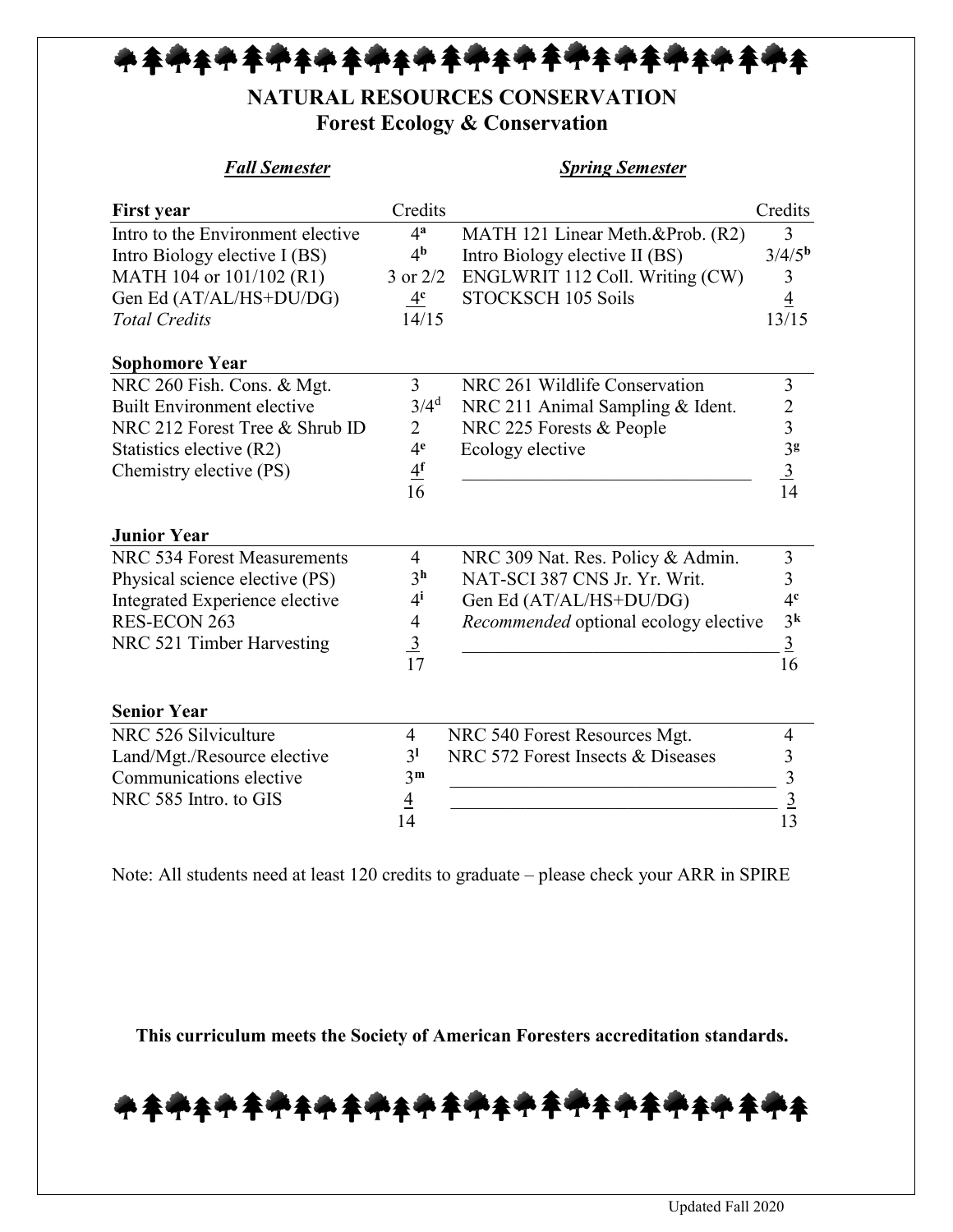# NATURAL RESOURCES CONSERVATION

## Forest Ecology & Conservation

| *Fall Semester* | | *Spring Semester* | |
|---|---|---|---|
| **First year** | Credits | | Credits |
| Intro to the Environment elective | 4[a] | MATH 121 Linear Meth.&Prob. (R2) | 3 |
| Intro Biology elective I (BS) | 4[b] | Intro Biology elective II (BS) | 3/4/5[b] |
| MATH 104 or 101/102 (R1) | 3 or 2/2 | ENGLWRIT 112 Coll. Writing (CW) | 3 |
| Gen Ed (AT/AL/HS+DU/DG) | 4[c] | STOCKSCH 105 Soils | 4 |
| *Total Credits* | 14/15 | | 13/15 |
| **Sophomore Year** | | | |
| NRC 260 Fish. Cons. & Mgt. | 3 | NRC 261 Wildlife Conservation | 3 |
| Built Environment elective | 3/4[d] | NRC 211 Animal Sampling & Ident. | 2 |
| NRC 212 Forest Tree & Shrub ID | 2 | NRC 225 Forests & People | 3 |
| Statistics elective (R2) | 4[e] | Ecology elective | 3[g] |
| Chemistry elective (PS) | 4[f] | ______________________________ | 3 |
| | 16 | | 14 |
| **Junior Year** | | | |
| NRC 534 Forest Measurements | 4 | NRC 309 Nat. Res. Policy & Admin. | 3 |
| Physical science elective (PS) | 3[h] | NAT-SCI 387 CNS Jr. Yr. Writ. | 3 |
| Integrated Experience elective | 4[i] | Gen Ed (AT/AL/HS+DU/DG) | 4[c] |
| RES-ECON 263 | 4 | *Recommended* optional ecology elective | 3[k] |
| NRC 521 Timber Harvesting | 3 | ______________________________ | 3 |
| | 17 | | 16 |
| **Senior Year** | | | |
| NRC 526 Silviculture | 4 | NRC 540 Forest Resources Mgt. | 4 |
| Land/Mgt./Resource elective | 3[l] | NRC 572 Forest Insects & Diseases | 3 |
| Communications elective | 3[m] | ______________________________ | 3 |
| NRC 585 Intro. to GIS | 4 | ______________________________ | 3 |
| | 14 | | 13 |

Note: All students need at least 120 credits to graduate – please check your ARR in SPIRE

**This curriculum meets the Society of American Foresters accreditation standards.**

Updated Fall 2020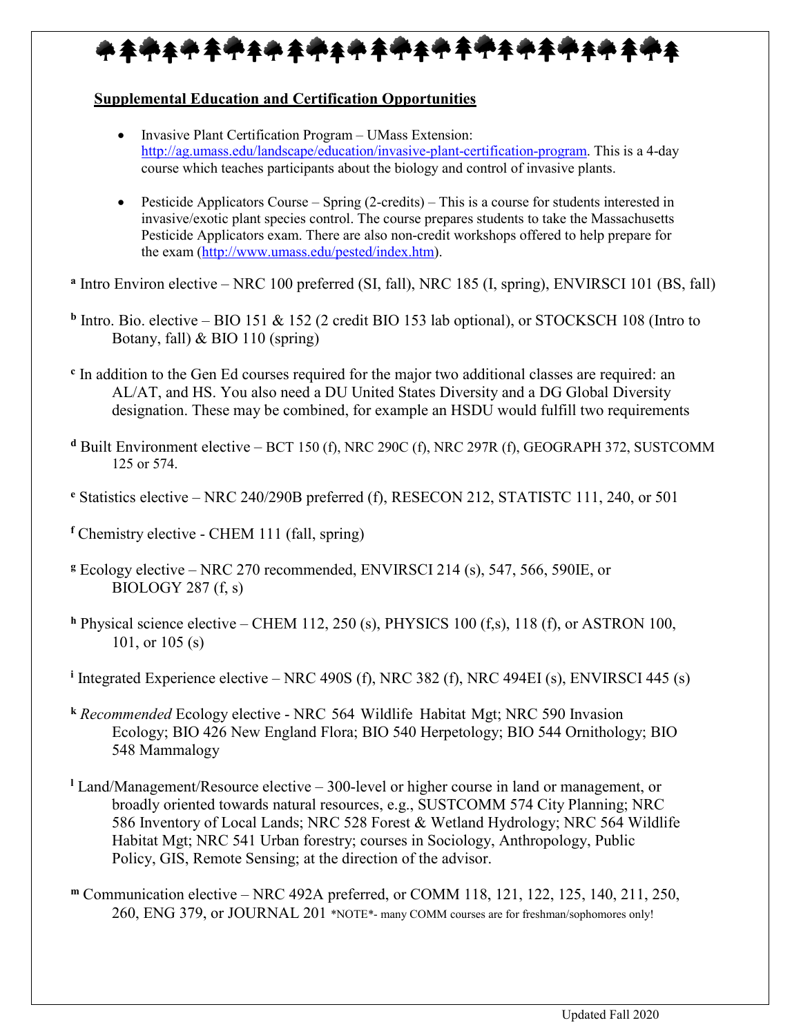## Supplemental Education and Certification Opportunities

- Invasive Plant Certification Program – UMass Extension: http://ag.umass.edu/landscape/education/invasive-plant-certification-program. This is a 4-day course which teaches participants about the biology and control of invasive plants.

- Pesticide Applicators Course – Spring (2-credits) – This is a course for students interested in invasive/exotic plant species control. The course prepares students to take the Massachusetts Pesticide Applicators exam. There are also non-credit workshops offered to help prepare for the exam (http://www.umass.edu/pested/index.htm).

[a] Intro Environ elective – NRC 100 preferred (SI, fall), NRC 185 (I, spring), ENVIRSCI 101 (BS, fall)

[b] Intro. Bio. elective – BIO 151 & 152 (2 credit BIO 153 lab optional), or STOCKSCH 108 (Intro to Botany, fall) & BIO 110 (spring)

[c] In addition to the Gen Ed courses required for the major two additional classes are required: an AL/AT, and HS. You also need a DU United States Diversity and a DG Global Diversity designation. These may be combined, for example an HSDU would fulfill two requirements

[d] Built Environment elective – BCT 150 (f), NRC 290C (f), NRC 297R (f), GEOGRAPH 372, SUSTCOMM 125 or 574.

[e] Statistics elective – NRC 240/290B preferred (f), RESECON 212, STATISTC 111, 240, or 501

[f] Chemistry elective - CHEM 111 (fall, spring)

[g] Ecology elective – NRC 270 recommended, ENVIRSCI 214 (s), 547, 566, 590IE, or BIOLOGY 287 (f, s)

[h] Physical science elective – CHEM 112, 250 (s), PHYSICS 100 (f,s), 118 (f), or ASTRON 100, 101, or 105 (s)

[i] Integrated Experience elective – NRC 490S (f), NRC 382 (f), NRC 494EI (s), ENVIRSCI 445 (s)

[k] *Recommended* Ecology elective - NRC 564 Wildlife Habitat Mgt; NRC 590 Invasion Ecology; BIO 426 New England Flora; BIO 540 Herpetology; BIO 544 Ornithology; BIO 548 Mammalogy

[l] Land/Management/Resource elective – 300-level or higher course in land or management, or broadly oriented towards natural resources, e.g., SUSTCOMM 574 City Planning; NRC 586 Inventory of Local Lands; NRC 528 Forest & Wetland Hydrology; NRC 564 Wildlife Habitat Mgt; NRC 541 Urban forestry; courses in Sociology, Anthropology, Public Policy, GIS, Remote Sensing; at the direction of the advisor.

[m] Communication elective – NRC 492A preferred, or COMM 118, 121, 122, 125, 140, 211, 250, 260, ENG 379, or JOURNAL 201 *NOTE*- many COMM courses are for freshman/sophomores only!

Updated Fall 2020